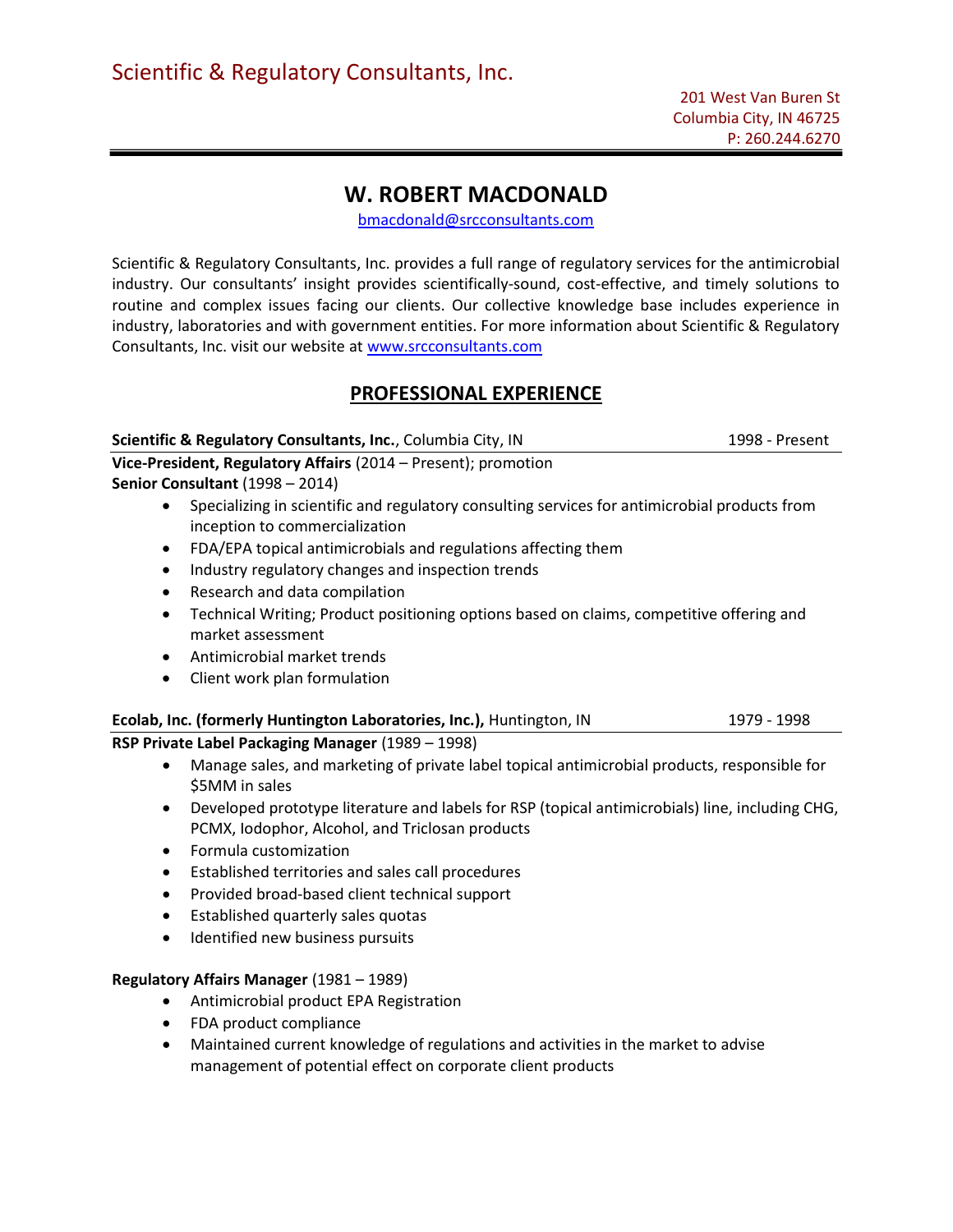Scientific & Regulatory Consultants, Inc.

201 West Van Buren St
Columbia City, IN 46725
P: 260.244.6270

# W. ROBERT MACDONALD

bmacdonald@srcconsultants.com

Scientific & Regulatory Consultants, Inc. provides a full range of regulatory services for the antimicrobial industry. Our consultants' insight provides scientifically-sound, cost-effective, and timely solutions to routine and complex issues facing our clients. Our collective knowledge base includes experience in industry, laboratories and with government entities. For more information about Scientific & Regulatory Consultants, Inc. visit our website at www.srcconsultants.com

## PROFESSIONAL EXPERIENCE

**Scientific & Regulatory Consultants, Inc.**, Columbia City, IN — 1998 - Present

**Vice-President, Regulatory Affairs** (2014 – Present); promotion
**Senior Consultant** (1998 – 2014)

- Specializing in scientific and regulatory consulting services for antimicrobial products from inception to commercialization
- FDA/EPA topical antimicrobials and regulations affecting them
- Industry regulatory changes and inspection trends
- Research and data compilation
- Technical Writing; Product positioning options based on claims, competitive offering and market assessment
- Antimicrobial market trends
- Client work plan formulation

**Ecolab, Inc. (formerly Huntington Laboratories, Inc.),** Huntington, IN — 1979 - 1998

**RSP Private Label Packaging Manager** (1989 – 1998)

- Manage sales, and marketing of private label topical antimicrobial products, responsible for $5MM in sales
- Developed prototype literature and labels for RSP (topical antimicrobials) line, including CHG, PCMX, Iodophor, Alcohol, and Triclosan products
- Formula customization
- Established territories and sales call procedures
- Provided broad-based client technical support
- Established quarterly sales quotas
- Identified new business pursuits

**Regulatory Affairs Manager** (1981 – 1989)

- Antimicrobial product EPA Registration
- FDA product compliance
- Maintained current knowledge of regulations and activities in the market to advise management of potential effect on corporate client products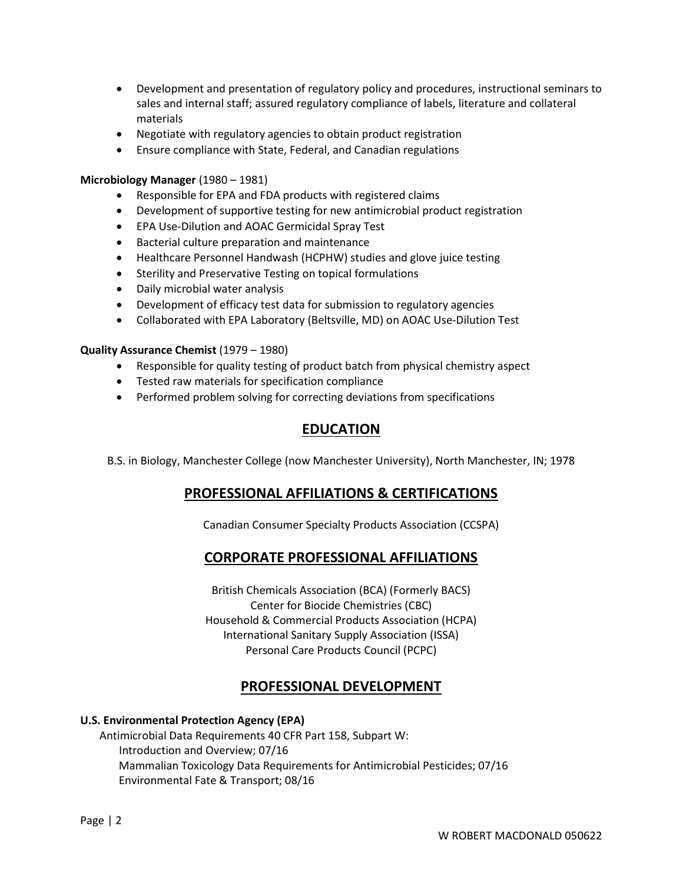- Development and presentation of regulatory policy and procedures, instructional seminars to sales and internal staff; assured regulatory compliance of labels, literature and collateral materials
- Negotiate with regulatory agencies to obtain product registration
- Ensure compliance with State, Federal, and Canadian regulations

**Microbiology Manager** (1980 – 1981)

- Responsible for EPA and FDA products with registered claims
- Development of supportive testing for new antimicrobial product registration
- EPA Use-Dilution and AOAC Germicidal Spray Test
- Bacterial culture preparation and maintenance
- Healthcare Personnel Handwash (HCPHW) studies and glove juice testing
- Sterility and Preservative Testing on topical formulations
- Daily microbial water analysis
- Development of efficacy test data for submission to regulatory agencies
- Collaborated with EPA Laboratory (Beltsville, MD) on AOAC Use-Dilution Test

**Quality Assurance Chemist** (1979 – 1980)

- Responsible for quality testing of product batch from physical chemistry aspect
- Tested raw materials for specification compliance
- Performed problem solving for correcting deviations from specifications

## EDUCATION

B.S. in Biology, Manchester College (now Manchester University), North Manchester, IN; 1978

## PROFESSIONAL AFFILIATIONS & CERTIFICATIONS

Canadian Consumer Specialty Products Association (CCSPA)

## CORPORATE PROFESSIONAL AFFILIATIONS

British Chemicals Association (BCA) (Formerly BACS)
Center for Biocide Chemistries (CBC)
Household & Commercial Products Association (HCPA)
International Sanitary Supply Association (ISSA)
Personal Care Products Council (PCPC)

## PROFESSIONAL DEVELOPMENT

**U.S. Environmental Protection Agency (EPA)**

Antimicrobial Data Requirements 40 CFR Part 158, Subpart W:
- Introduction and Overview; 07/16
- Mammalian Toxicology Data Requirements for Antimicrobial Pesticides; 07/16
- Environmental Fate & Transport; 08/16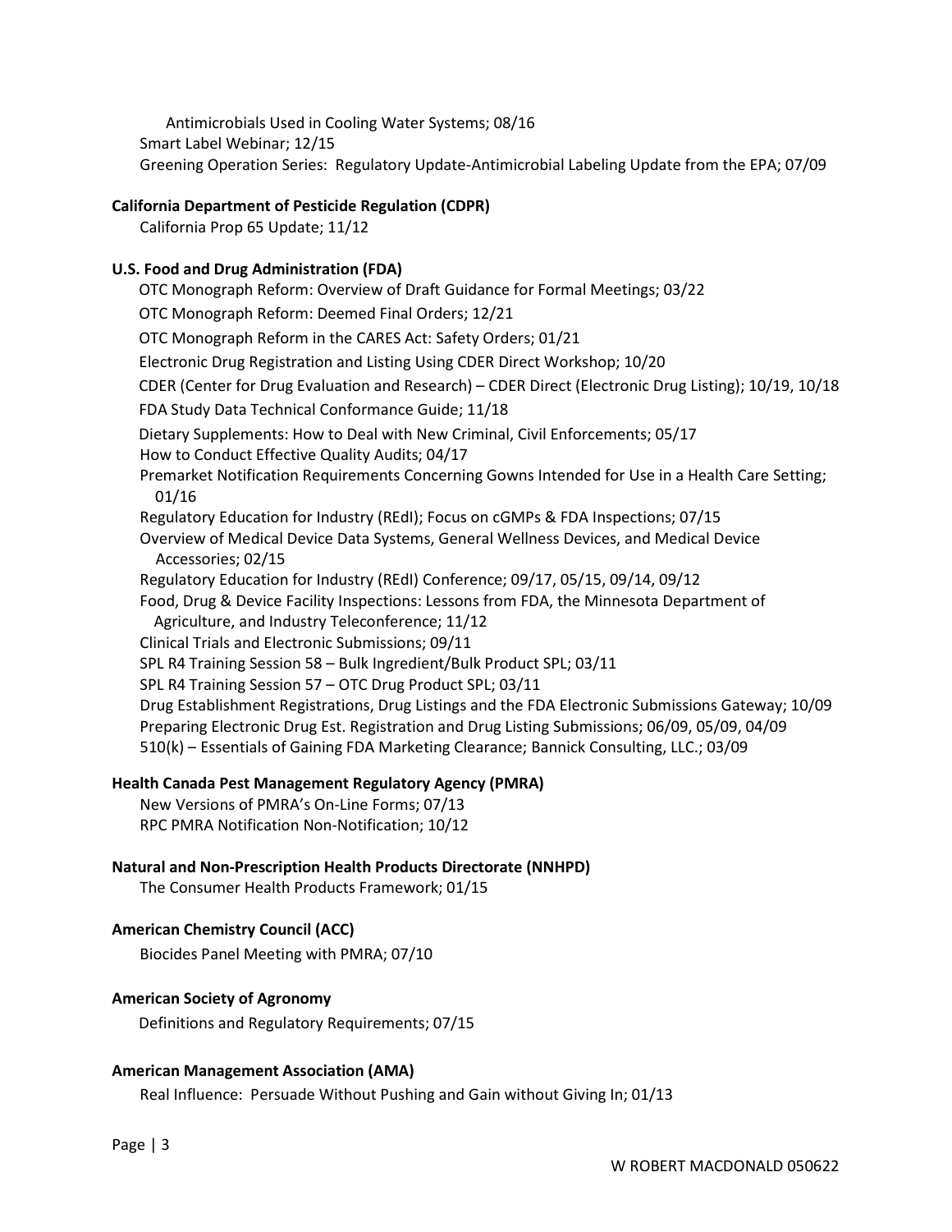Antimicrobials Used in Cooling Water Systems; 08/16

Smart Label Webinar; 12/15

Greening Operation Series: Regulatory Update-Antimicrobial Labeling Update from the EPA; 07/09

**California Department of Pesticide Regulation (CDPR)**

California Prop 65 Update; 11/12

**U.S. Food and Drug Administration (FDA)**

OTC Monograph Reform: Overview of Draft Guidance for Formal Meetings; 03/22

OTC Monograph Reform: Deemed Final Orders; 12/21

OTC Monograph Reform in the CARES Act: Safety Orders; 01/21

Electronic Drug Registration and Listing Using CDER Direct Workshop; 10/20

CDER (Center for Drug Evaluation and Research) – CDER Direct (Electronic Drug Listing); 10/19, 10/18

FDA Study Data Technical Conformance Guide; 11/18

Dietary Supplements: How to Deal with New Criminal, Civil Enforcements; 05/17

How to Conduct Effective Quality Audits; 04/17

Premarket Notification Requirements Concerning Gowns Intended for Use in a Health Care Setting; 01/16

Regulatory Education for Industry (REdI); Focus on cGMPs & FDA Inspections; 07/15

Overview of Medical Device Data Systems, General Wellness Devices, and Medical Device Accessories; 02/15

Regulatory Education for Industry (REdI) Conference; 09/17, 05/15, 09/14, 09/12

Food, Drug & Device Facility Inspections: Lessons from FDA, the Minnesota Department of Agriculture, and Industry Teleconference; 11/12

Clinical Trials and Electronic Submissions; 09/11

SPL R4 Training Session 58 – Bulk Ingredient/Bulk Product SPL; 03/11

SPL R4 Training Session 57 – OTC Drug Product SPL; 03/11

Drug Establishment Registrations, Drug Listings and the FDA Electronic Submissions Gateway; 10/09

Preparing Electronic Drug Est. Registration and Drug Listing Submissions; 06/09, 05/09, 04/09

510(k) – Essentials of Gaining FDA Marketing Clearance; Bannick Consulting, LLC.; 03/09

**Health Canada Pest Management Regulatory Agency (PMRA)**

New Versions of PMRA's On-Line Forms; 07/13

RPC PMRA Notification Non-Notification; 10/12

**Natural and Non-Prescription Health Products Directorate (NNHPD)**

The Consumer Health Products Framework; 01/15

**American Chemistry Council (ACC)**

Biocides Panel Meeting with PMRA; 07/10

**American Society of Agronomy**

Definitions and Regulatory Requirements; 07/15

**American Management Association (AMA)**

Real Influence: Persuade Without Pushing and Gain without Giving In; 01/13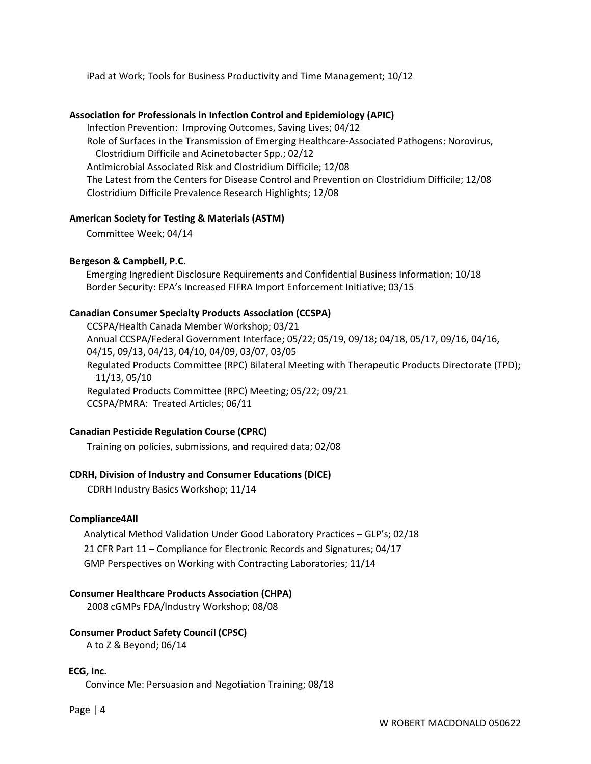iPad at Work; Tools for Business Productivity and Time Management; 10/12

**Association for Professionals in Infection Control and Epidemiology (APIC)**

Infection Prevention: Improving Outcomes, Saving Lives; 04/12
Role of Surfaces in the Transmission of Emerging Healthcare-Associated Pathogens: Norovirus, Clostridium Difficile and Acinetobacter Spp.; 02/12
Antimicrobial Associated Risk and Clostridium Difficile; 12/08
The Latest from the Centers for Disease Control and Prevention on Clostridium Difficile; 12/08
Clostridium Difficile Prevalence Research Highlights; 12/08

**American Society for Testing & Materials (ASTM)**

Committee Week; 04/14

**Bergeson & Campbell, P.C.**

Emerging Ingredient Disclosure Requirements and Confidential Business Information; 10/18
Border Security: EPA's Increased FIFRA Import Enforcement Initiative; 03/15

**Canadian Consumer Specialty Products Association (CCSPA)**

CCSPA/Health Canada Member Workshop; 03/21
Annual CCSPA/Federal Government Interface; 05/22; 05/19, 09/18; 04/18, 05/17, 09/16, 04/16, 04/15, 09/13, 04/13, 04/10, 04/09, 03/07, 03/05
Regulated Products Committee (RPC) Bilateral Meeting with Therapeutic Products Directorate (TPD); 11/13, 05/10
Regulated Products Committee (RPC) Meeting; 05/22; 09/21
CCSPA/PMRA: Treated Articles; 06/11

**Canadian Pesticide Regulation Course (CPRC)**

Training on policies, submissions, and required data; 02/08

**CDRH, Division of Industry and Consumer Educations (DICE)**

CDRH Industry Basics Workshop; 11/14

**Compliance4All**

Analytical Method Validation Under Good Laboratory Practices – GLP's; 02/18
21 CFR Part 11 – Compliance for Electronic Records and Signatures; 04/17
GMP Perspectives on Working with Contracting Laboratories; 11/14

**Consumer Healthcare Products Association (CHPA)**

2008 cGMPs FDA/Industry Workshop; 08/08

**Consumer Product Safety Council (CPSC)**

A to Z & Beyond; 06/14

**ECG, Inc.**

Convince Me: Persuasion and Negotiation Training; 08/18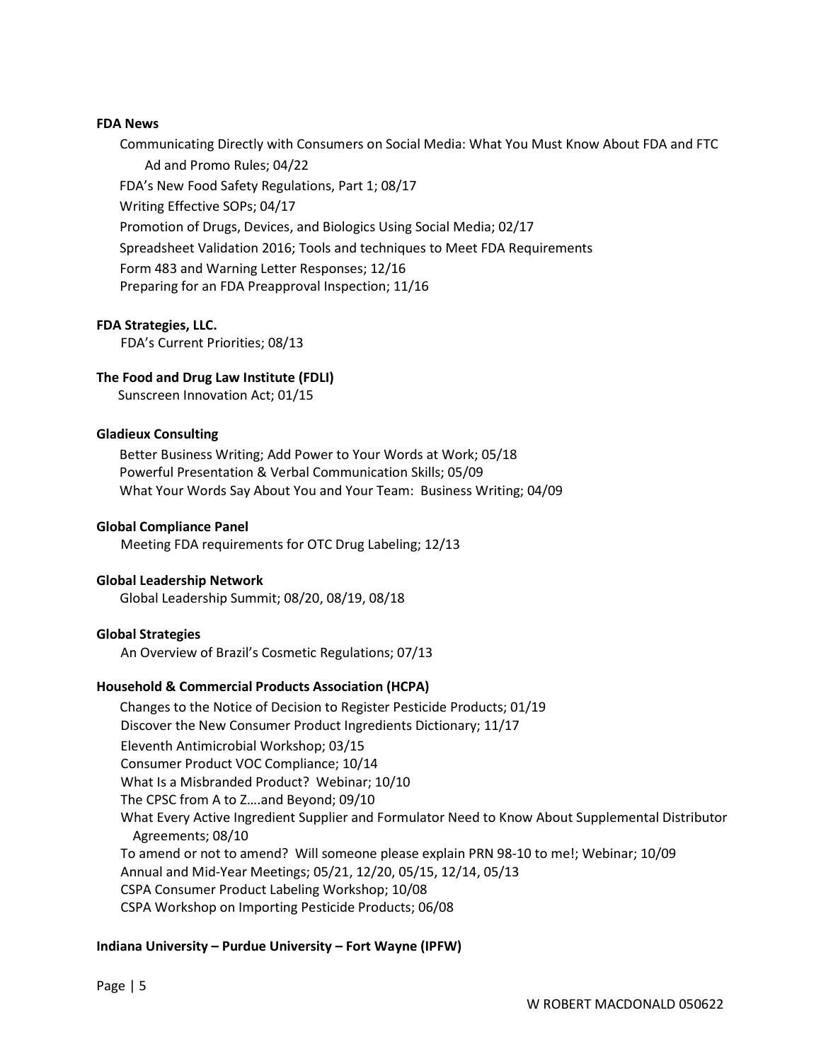**FDA News**

Communicating Directly with Consumers on Social Media: What You Must Know About FDA and FTC Ad and Promo Rules; 04/22
FDA's New Food Safety Regulations, Part 1; 08/17
Writing Effective SOPs; 04/17
Promotion of Drugs, Devices, and Biologics Using Social Media; 02/17
Spreadsheet Validation 2016; Tools and techniques to Meet FDA Requirements
Form 483 and Warning Letter Responses; 12/16
Preparing for an FDA Preapproval Inspection; 11/16

**FDA Strategies, LLC.**

FDA's Current Priorities; 08/13

**The Food and Drug Law Institute (FDLI)**

Sunscreen Innovation Act; 01/15

**Gladieux Consulting**

Better Business Writing; Add Power to Your Words at Work; 05/18
Powerful Presentation & Verbal Communication Skills; 05/09
What Your Words Say About You and Your Team: Business Writing; 04/09

**Global Compliance Panel**

Meeting FDA requirements for OTC Drug Labeling; 12/13

**Global Leadership Network**

Global Leadership Summit; 08/20, 08/19, 08/18

**Global Strategies**

An Overview of Brazil's Cosmetic Regulations; 07/13

**Household & Commercial Products Association (HCPA)**

Changes to the Notice of Decision to Register Pesticide Products; 01/19
Discover the New Consumer Product Ingredients Dictionary; 11/17
Eleventh Antimicrobial Workshop; 03/15
Consumer Product VOC Compliance; 10/14
What Is a Misbranded Product? Webinar; 10/10
The CPSC from A to Z….and Beyond; 09/10
What Every Active Ingredient Supplier and Formulator Need to Know About Supplemental Distributor Agreements; 08/10
To amend or not to amend? Will someone please explain PRN 98-10 to me!; Webinar; 10/09
Annual and Mid-Year Meetings; 05/21, 12/20, 05/15, 12/14, 05/13
CSPA Consumer Product Labeling Workshop; 10/08
CSPA Workshop on Importing Pesticide Products; 06/08

**Indiana University – Purdue University – Fort Wayne (IPFW)**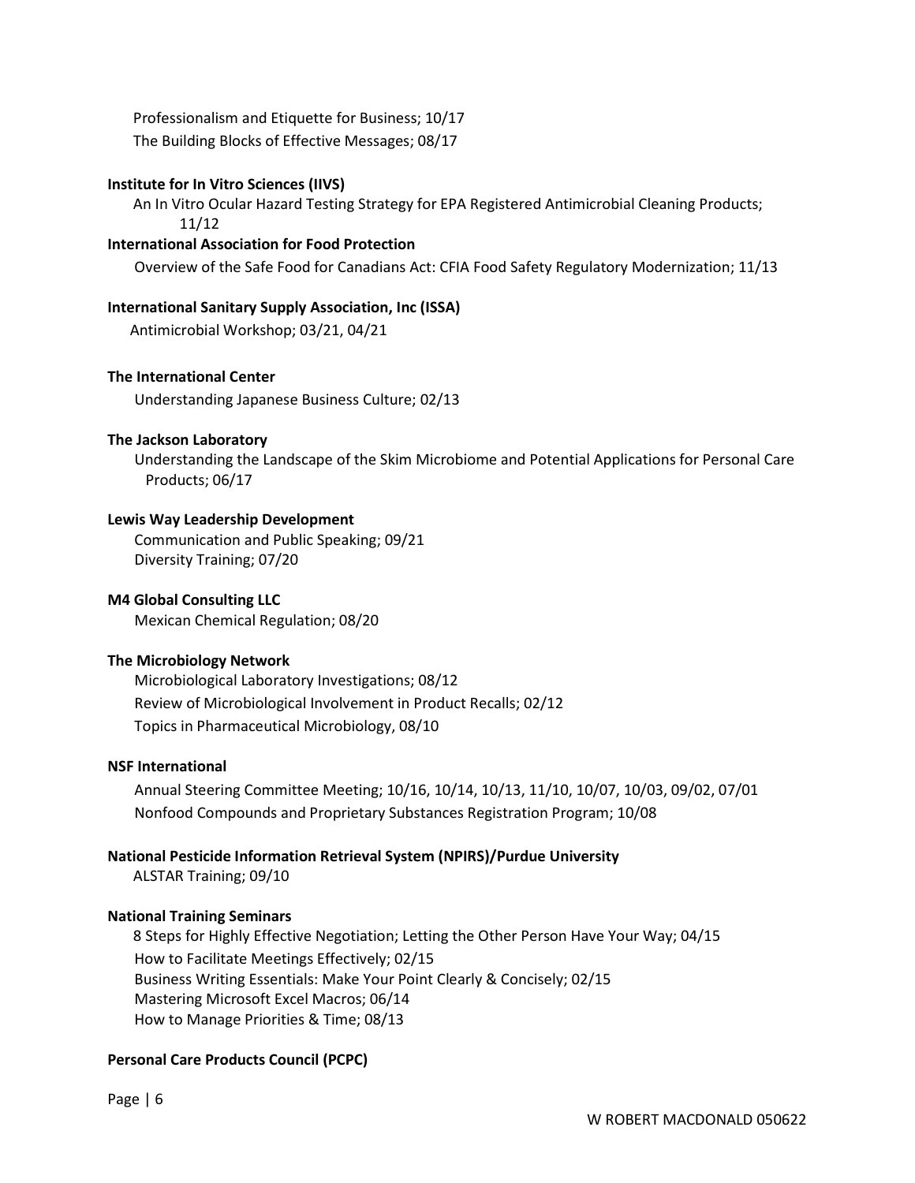Professionalism and Etiquette for Business; 10/17
The Building Blocks of Effective Messages; 08/17

**Institute for In Vitro Sciences (IIVS)**
An In Vitro Ocular Hazard Testing Strategy for EPA Registered Antimicrobial Cleaning Products; 11/12

**International Association for Food Protection**
Overview of the Safe Food for Canadians Act: CFIA Food Safety Regulatory Modernization; 11/13

**International Sanitary Supply Association, Inc (ISSA)**
Antimicrobial Workshop; 03/21, 04/21

**The International Center**
Understanding Japanese Business Culture; 02/13

**The Jackson Laboratory**
Understanding the Landscape of the Skim Microbiome and Potential Applications for Personal Care Products; 06/17

**Lewis Way Leadership Development**
Communication and Public Speaking; 09/21
Diversity Training; 07/20

**M4 Global Consulting LLC**
Mexican Chemical Regulation; 08/20

**The Microbiology Network**
Microbiological Laboratory Investigations; 08/12
Review of Microbiological Involvement in Product Recalls; 02/12
Topics in Pharmaceutical Microbiology, 08/10

**NSF International**
Annual Steering Committee Meeting; 10/16, 10/14, 10/13, 11/10, 10/07, 10/03, 09/02, 07/01
Nonfood Compounds and Proprietary Substances Registration Program; 10/08

**National Pesticide Information Retrieval System (NPIRS)/Purdue University**
ALSTAR Training; 09/10

**National Training Seminars**
8 Steps for Highly Effective Negotiation; Letting the Other Person Have Your Way; 04/15
How to Facilitate Meetings Effectively; 02/15
Business Writing Essentials: Make Your Point Clearly & Concisely; 02/15
Mastering Microsoft Excel Macros; 06/14
How to Manage Priorities & Time; 08/13

**Personal Care Products Council (PCPC)**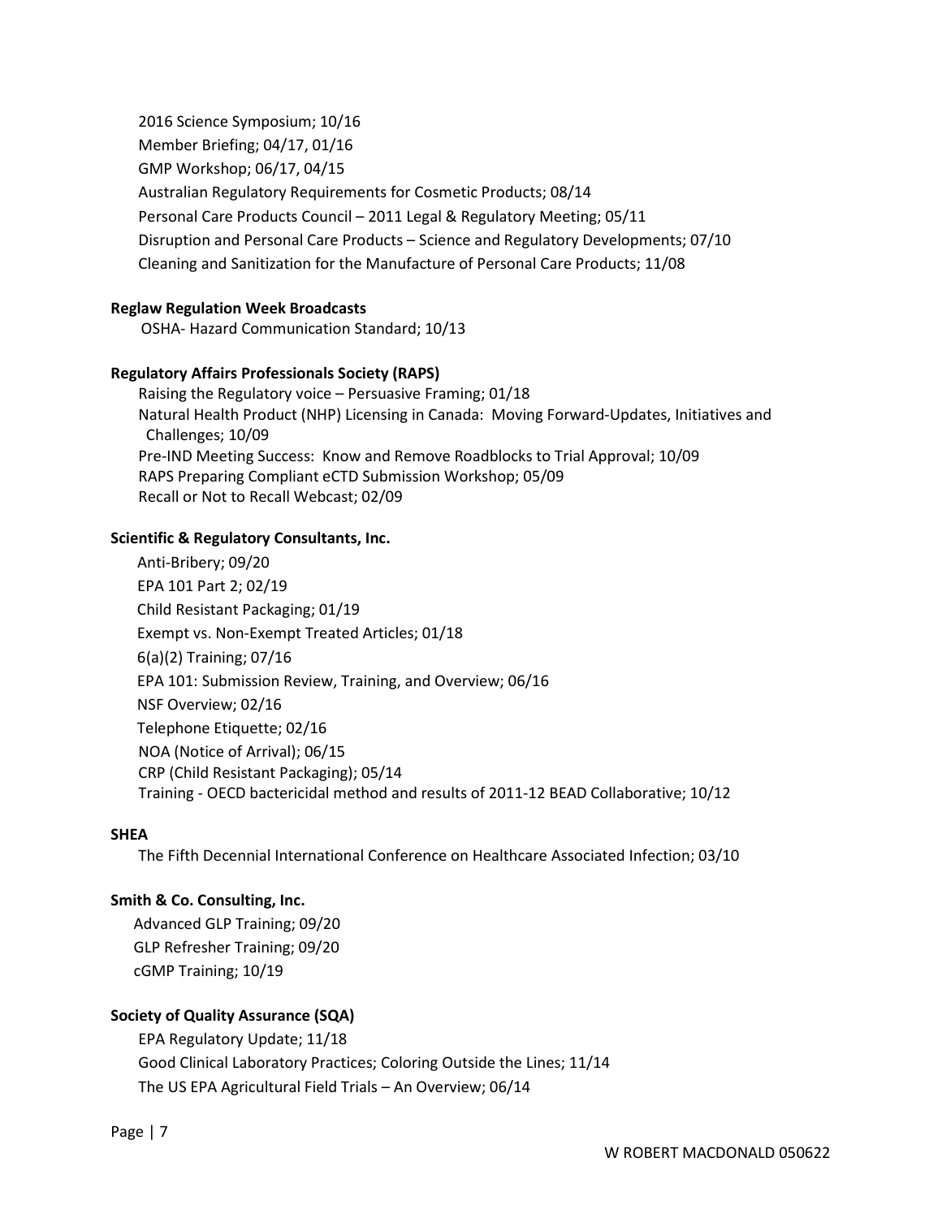2016 Science Symposium; 10/16
Member Briefing; 04/17, 01/16
GMP Workshop; 06/17, 04/15
Australian Regulatory Requirements for Cosmetic Products; 08/14
Personal Care Products Council – 2011 Legal & Regulatory Meeting; 05/11
Disruption and Personal Care Products – Science and Regulatory Developments; 07/10
Cleaning and Sanitization for the Manufacture of Personal Care Products; 11/08

**Reglaw Regulation Week Broadcasts**
OSHA- Hazard Communication Standard; 10/13

**Regulatory Affairs Professionals Society (RAPS)**
Raising the Regulatory voice – Persuasive Framing; 01/18
Natural Health Product (NHP) Licensing in Canada: Moving Forward-Updates, Initiatives and Challenges; 10/09
Pre-IND Meeting Success: Know and Remove Roadblocks to Trial Approval; 10/09
RAPS Preparing Compliant eCTD Submission Workshop; 05/09
Recall or Not to Recall Webcast; 02/09

**Scientific & Regulatory Consultants, Inc.**
Anti-Bribery; 09/20
EPA 101 Part 2; 02/19
Child Resistant Packaging; 01/19
Exempt vs. Non-Exempt Treated Articles; 01/18
6(a)(2) Training; 07/16
EPA 101: Submission Review, Training, and Overview; 06/16
NSF Overview; 02/16
Telephone Etiquette; 02/16
NOA (Notice of Arrival); 06/15
CRP (Child Resistant Packaging); 05/14
Training - OECD bactericidal method and results of 2011-12 BEAD Collaborative; 10/12

**SHEA**
The Fifth Decennial International Conference on Healthcare Associated Infection; 03/10

**Smith & Co. Consulting, Inc.**
Advanced GLP Training; 09/20
GLP Refresher Training; 09/20
cGMP Training; 10/19

**Society of Quality Assurance (SQA)**
EPA Regulatory Update; 11/18
Good Clinical Laboratory Practices; Coloring Outside the Lines; 11/14
The US EPA Agricultural Field Trials – An Overview; 06/14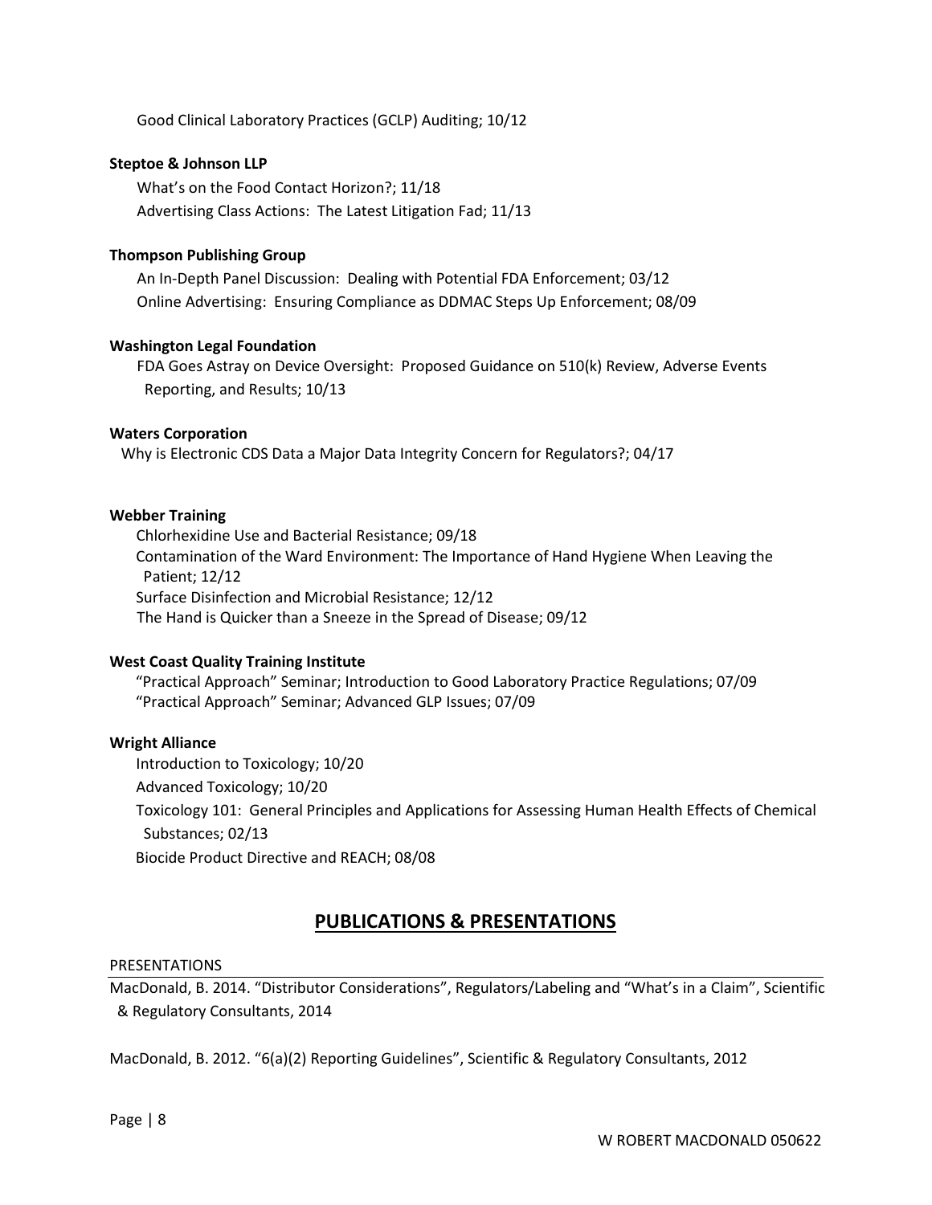Good Clinical Laboratory Practices (GCLP) Auditing; 10/12

**Steptoe & Johnson LLP**

What's on the Food Contact Horizon?; 11/18
Advertising Class Actions: The Latest Litigation Fad; 11/13

**Thompson Publishing Group**

An In-Depth Panel Discussion: Dealing with Potential FDA Enforcement; 03/12
Online Advertising: Ensuring Compliance as DDMAC Steps Up Enforcement; 08/09

**Washington Legal Foundation**

FDA Goes Astray on Device Oversight: Proposed Guidance on 510(k) Review, Adverse Events Reporting, and Results; 10/13

**Waters Corporation**

Why is Electronic CDS Data a Major Data Integrity Concern for Regulators?; 04/17

**Webber Training**

Chlorhexidine Use and Bacterial Resistance; 09/18
Contamination of the Ward Environment: The Importance of Hand Hygiene When Leaving the Patient; 12/12
Surface Disinfection and Microbial Resistance; 12/12
The Hand is Quicker than a Sneeze in the Spread of Disease; 09/12

**West Coast Quality Training Institute**

"Practical Approach" Seminar; Introduction to Good Laboratory Practice Regulations; 07/09
"Practical Approach" Seminar; Advanced GLP Issues; 07/09

**Wright Alliance**

Introduction to Toxicology; 10/20
Advanced Toxicology; 10/20
Toxicology 101: General Principles and Applications for Assessing Human Health Effects of Chemical Substances; 02/13
Biocide Product Directive and REACH; 08/08

## PUBLICATIONS & PRESENTATIONS

PRESENTATIONS

MacDonald, B. 2014. "Distributor Considerations", Regulators/Labeling and "What's in a Claim", Scientific & Regulatory Consultants, 2014

MacDonald, B. 2012. "6(a)(2) Reporting Guidelines", Scientific & Regulatory Consultants, 2012